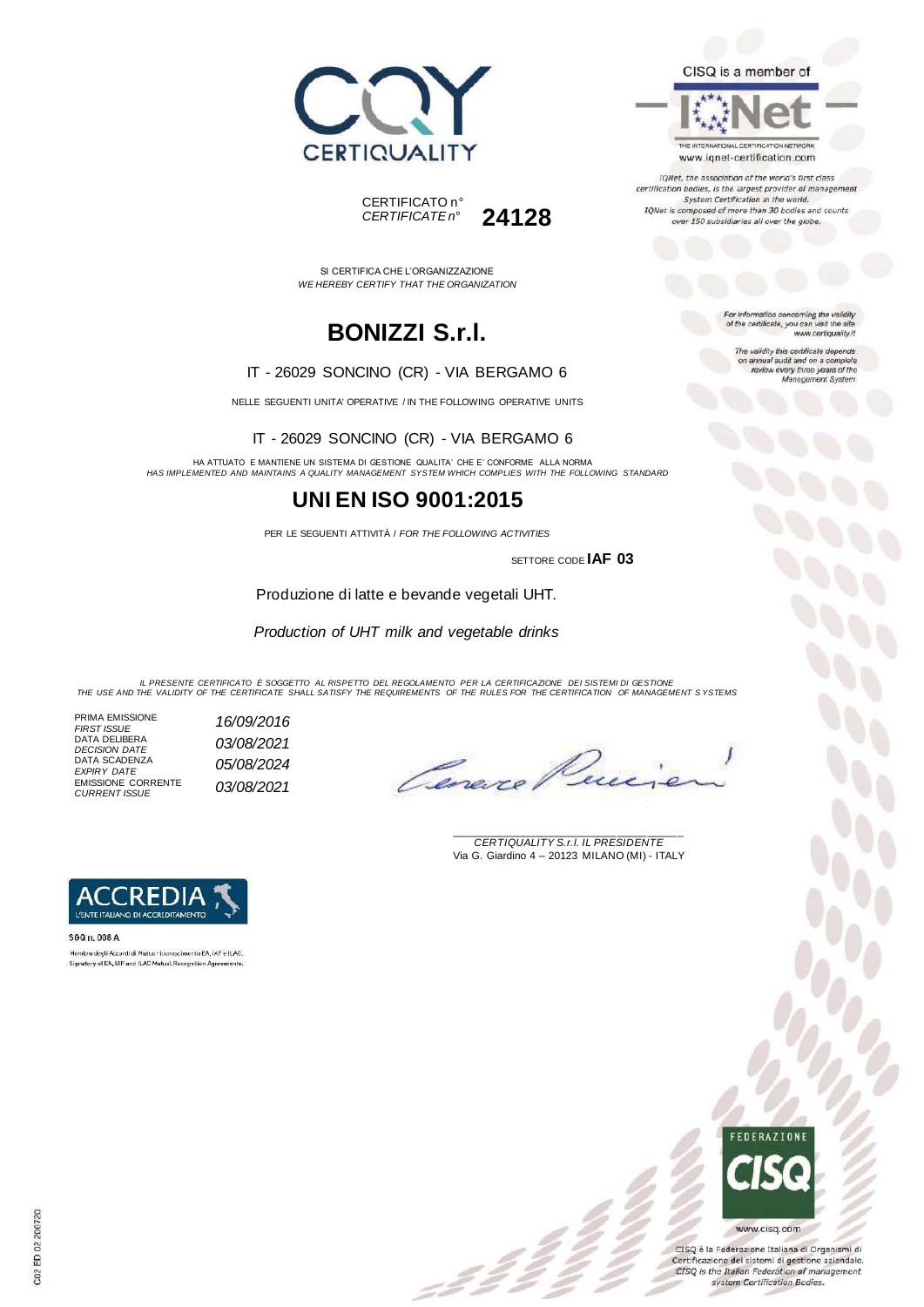CERTIQUALITY

CERTIFICATO n°
*CERTIFICATE n°* **24128**

CISQ is a member of

IQNet

THE INTERNATIONAL CERTIFICATION NETWORK
www.iqnet-certification.com

*IQNet, the association of the world's first class certification bodies, is the largest provider of management System Certification in the world. IQNet is composed of more than 30 bodies and counts over 150 subsidiaries all over the globe.*

SI CERTIFICA CHE L'ORGANIZZAZIONE
*WE HEREBY CERTIFY THAT THE ORGANIZATION*

# BONIZZI S.r.l.

IT - 26029 SONCINO (CR) - VIA BERGAMO 6

*For information concerning the validity of the certificate, you can visit the site www.certiquality.it*

*The validity this certificate depends on annual audit and on a complete review every three years of the Management System.*

NELLE SEGUENTI UNITA' OPERATIVE / IN THE FOLLOWING OPERATIVE UNITS

IT - 26029 SONCINO (CR) - VIA BERGAMO 6

HA ATTUATO E MANTIENE UN SISTEMA DI GESTIONE QUALITA' CHE E' CONFORME ALLA NORMA
*HAS IMPLEMENTED AND MAINTAINS A QUALITY MANAGEMENT SYSTEM WHICH COMPLIES WITH THE FOLLOWING STANDARD*

## UNI EN ISO 9001:2015

PER LE SEGUENTI ATTIVITÀ / *FOR THE FOLLOWING ACTIVITIES*

SETTORE CODE **IAF 03**

Produzione di latte e bevande vegetali UHT.

*Production of UHT milk and vegetable drinks*

*IL PRESENTE CERTIFICATO È SOGGETTO AL RISPETTO DEL REGOLAMENTO PER LA CERTIFICAZIONE DEI SISTEMI DI GESTIONE*
*THE USE AND THE VALIDITY OF THE CERTIFICATE SHALL SATISFY THE REQUIREMENTS OF THE RULES FOR THE CERTIFICATION OF MANAGEMENT SYSTEMS*

| | |
|---|---|
| PRIMA EMISSIONE *FIRST ISSUE* | *16/09/2016* |
| DATA DELIBERA *DECISION DATE* | *03/08/2021* |
| DATA SCADENZA *EXPIRY DATE* | *05/08/2024* |
| EMISSIONE CORRENTE *CURRENT ISSUE* | *03/08/2021* |

*CERTIQUALITY S.r.l. IL PRESIDENTE*
Via G. Giardino 4 – 20123 MILANO (MI) - ITALY

ACCREDIA
L'ENTE ITALIANO DI ACCREDITAMENTO

SGQ n. 008 A
Membro degli Accordi di Mutuo riconoscimento EA, IAF e ILAC
Signatory of EA, IAF and ILAC Mutual Recognition Agreements

FEDERAZIONE CISQ
www.cisq.com

CISQ è la Federazione Italiana di Organismi di Certificazione dei sistemi di gestione aziendale.
*CISQ is the Italian Federation of management system Certification Bodies.*

C02 ED 02 200720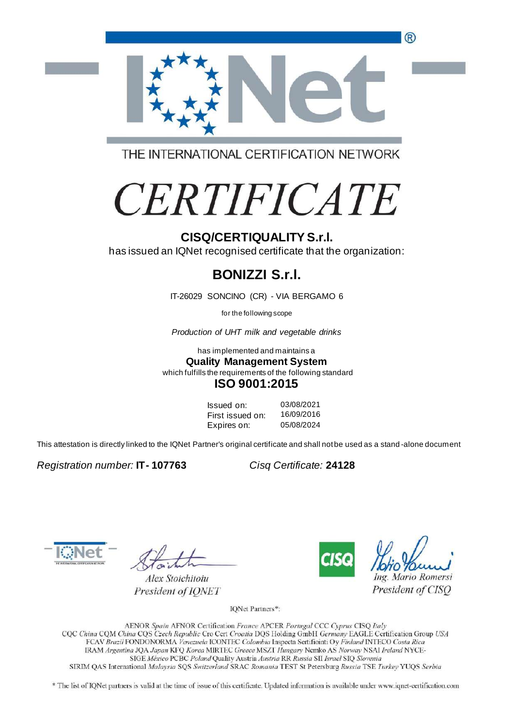THE INTERNATIONAL CERTIFICATION NETWORK

# CERTIFICATE

## CISQ/CERTIQUALITY S.r.l.

has issued an IQNet recognised certificate that the organization:

## BONIZZI S.r.l.

IT-26029 SONCINO (CR) - VIA BERGAMO 6

for the following scope

*Production of UHT milk and vegetable drinks*

has implemented and maintains a

**Quality Management System**

which fulfills the requirements of the following standard

**ISO 9001:2015**

| | |
|---|---|
| Issued on: | 03/08/2021 |
| First issued on: | 16/09/2016 |
| Expires on: | 05/08/2024 |

This attestation is directly linked to the IQNet Partner's original certificate and shall not be used as a stand-alone document

*Registration number:* **IT - 107763** *Cisq Certificate:* **24128**

*Alex Stoichitoiu*
*President of IQNET*

*Ing. Mario Romersi*
*President of CISQ*

IQNet Partners*:

AENOR *Spain* AFNOR Certification *France* APCER *Portugal* CCC *Cyprus* CISQ *Italy*
CQC *China* CQM *China* CQS *Czech Republic* Cro Cert *Croatia* DQS Holding GmbH *Germany* EAGLE Certification Group *USA*
FCAV *Brazil* FONDONORMA *Venezuela* ICONTEC *Colombia* Inspecta Sertifiointi Oy *Finland* INTECO *Costa Rica*
IRAM *Argentina* JQA *Japan* KFQ *Korea* MIRTEC *Greece* MSZT *Hungary* Nemko AS *Norway* NSAI *Ireland* NYCE-SIGE *México* PCBC *Poland* Quality Austria *Austria* RR *Russia* SII *Israel* SIQ *Slovenia*
SIRIM QAS International *Malaysia* SQS *Switzerland* SRAC *Romania* TEST St Petersburg *Russia* TSE *Turkey* YUQS *Serbia*

\* The list of IQNet partners is valid at the time of issue of this certificate. Updated information is available under www.iqnet-certification.com